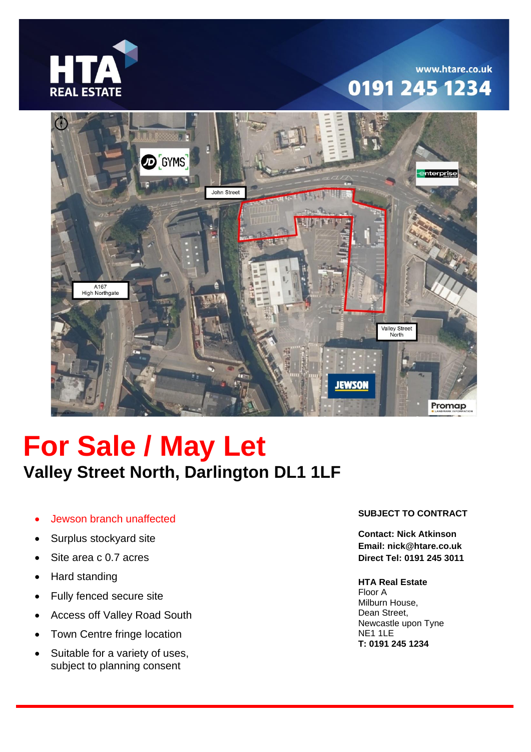HTA REAL ESTATE

www.htare.co.uk

0191 245 1234

# For Sale / May Let

## Valley Street North, Darlington DL1 1LF

- Jewson branch unaffected
- Surplus stockyard site
- Site area c 0.7 acres
- Hard standing
- Fully fenced secure site
- Access off Valley Road South
- Town Centre fringe location
- Suitable for a variety of uses, subject to planning consent

**SUBJECT TO CONTRACT**

**Contact: Nick Atkinson**
**Email: nick@htare.co.uk**
**Direct Tel: 0191 245 3011**

**HTA Real Estate**
Floor A
Milburn House,
Dean Street,
Newcastle upon Tyne
NE1 1LE
**T: 0191 245 1234**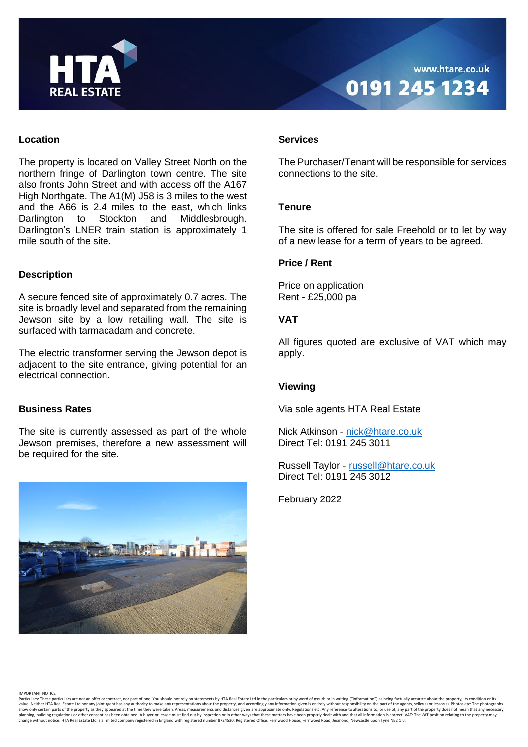## Location

The property is located on Valley Street North on the northern fringe of Darlington town centre. The site also fronts John Street and with access off the A167 High Northgate. The A1(M) J58 is 3 miles to the west and the A66 is 2.4 miles to the east, which links Darlington to Stockton and Middlesbrough. Darlington's LNER train station is approximately 1 mile south of the site.

## Description

A secure fenced site of approximately 0.7 acres. The site is broadly level and separated from the remaining Jewson site by a low retailing wall. The site is surfaced with tarmacadam and concrete.

The electric transformer serving the Jewson depot is adjacent to the site entrance, giving potential for an electrical connection.

## Business Rates

The site is currently assessed as part of the whole Jewson premises, therefore a new assessment will be required for the site.

## Services

The Purchaser/Tenant will be responsible for services connections to the site.

## Tenure

The site is offered for sale Freehold or to let by way of a new lease for a term of years to be agreed.

## Price / Rent

Price on application
Rent - £25,000 pa

## VAT

All figures quoted are exclusive of VAT which may apply.

## Viewing

Via sole agents HTA Real Estate

Nick Atkinson - nick@htare.co.uk
Direct Tel: 0191 245 3011

Russell Taylor - russell@htare.co.uk
Direct Tel: 0191 245 3012

February 2022

IMPORTANT NOTICE

Particulars: These particulars are not an offer or contract, nor part of one. You should not rely on statements by HTA Real Estate Ltd in the particulars or by word of mouth or in writing ("information") as being factually accurate about the property, its condition or its value. Neither HTA Real Estate Ltd nor any joint agent has any authority to make any representations about the property, and accordingly any information given is entirely without responsibility on the part of the agents, seller(s) or lessor(s). Photos etc: The photographs show only certain parts of the property as they appeared at the time they were taken. Areas, measurements and distances given are approximate only. Regulations etc: Any reference to alterations to, or use of, any part of the property does not mean that any necessary planning, building regulations or other consent has been obtained. A buyer or lessee must find out by inspection or in other ways that these matters have been properly dealt with and that all information is correct. VAT: The VAT position relating to the property may change without notice. HTA Real Estate Ltd is a limited company registered in England with registered number 8724530. Registered Office: Fernwood House, Fernwood Road, Jesmond, Newcastle upon Tyne NE2 1TJ.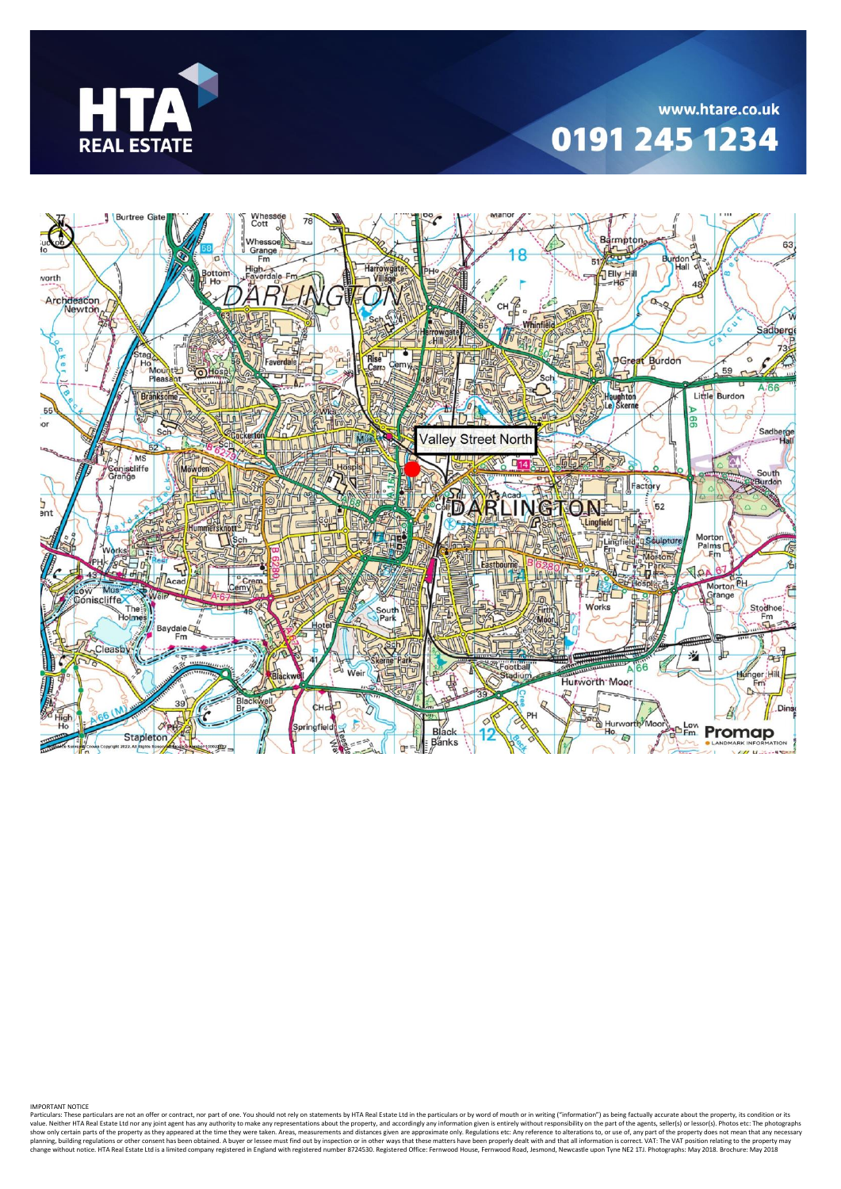**HTA REAL ESTATE**

www.htare.co.uk

0191 245 1234

Valley Street North

IMPORTANT NOTICE

Particulars: These particulars are not an offer or contract, nor part of one. You should not rely on statements by HTA Real Estate Ltd in the particulars or by word of mouth or in writing ("information") as being factually accurate about the property, its condition or its value. Neither HTA Real Estate Ltd nor any joint agent has any authority to make any representations about the property, and accordingly any information given is entirely without responsibility on the part of the agents, seller(s) or lessor(s). Photos etc: The photographs show only certain parts of the property as they appeared at the time they were taken. Areas, measurements and distances given are approximate only. Regulations etc: Any reference to alterations to, or use of, any part of the property does not mean that any necessary planning, building regulations or other consent has been obtained. A buyer or lessee must find out by inspection or in other ways that these matters have been properly dealt with and that all information is correct. VAT: The VAT position relating to the property may change without notice. HTA Real Estate Ltd is a limited company registered in England with registered number 8724530. Registered Office: Fernwood House, Fernwood Road, Jesmond, Newcastle upon Tyne NE2 1TJ. Photographs: May 2018. Brochure: May 2018